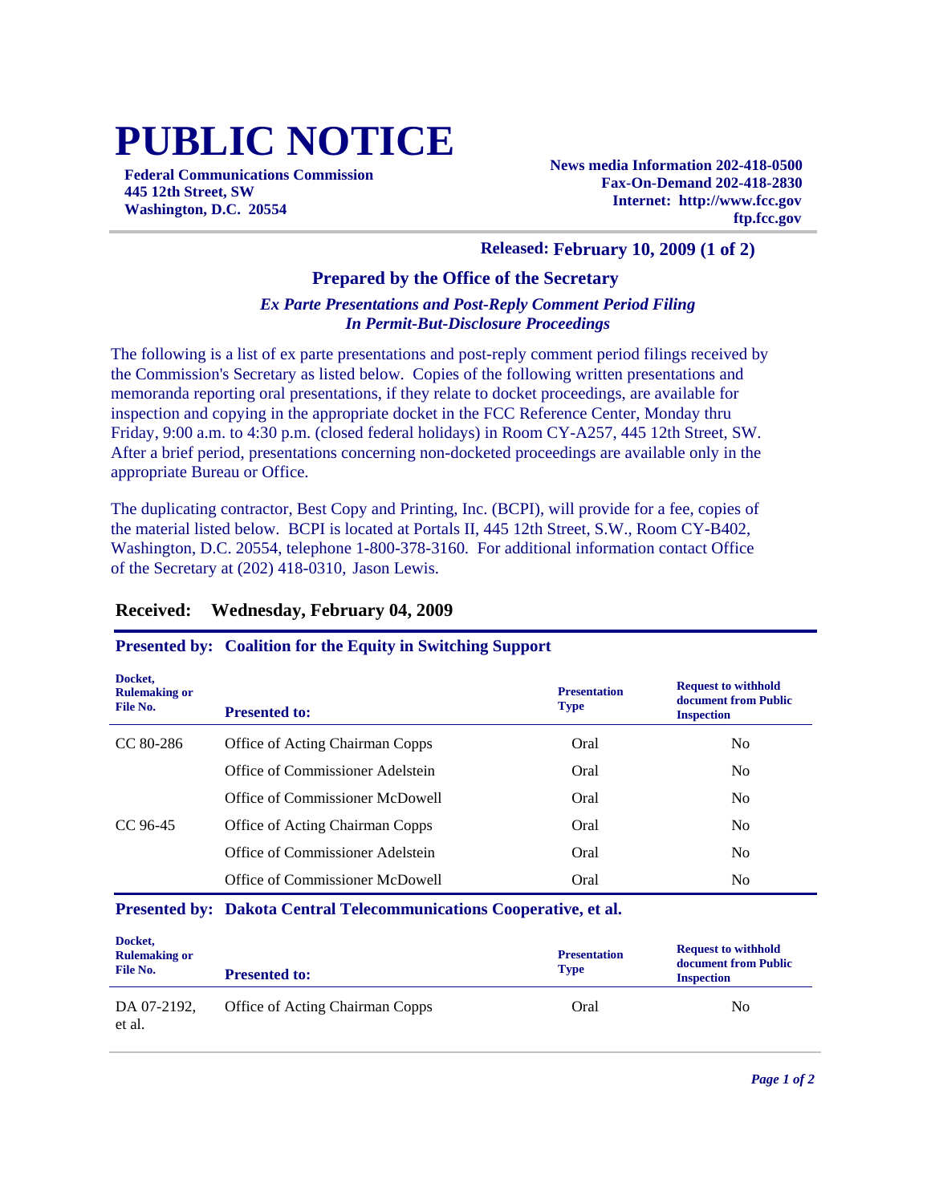# PUBLIC NOTICE

**Federal Communications Commission**
**445 12th Street, SW**
**Washington, D.C. 20554**

**News media Information 202-418-0500**
**Fax-On-Demand 202-418-2830**
**Internet: http://www.fcc.gov**
**ftp.fcc.gov**

**Released: February 10, 2009 (1 of 2)**

## Prepared by the Office of the Secretary

***Ex Parte Presentations and Post-Reply Comment Period Filing In Permit-But-Disclosure Proceedings***

The following is a list of ex parte presentations and post-reply comment period filings received by the Commission's Secretary as listed below. Copies of the following written presentations and memoranda reporting oral presentations, if they relate to docket proceedings, are available for inspection and copying in the appropriate docket in the FCC Reference Center, Monday thru Friday, 9:00 a.m. to 4:30 p.m. (closed federal holidays) in Room CY-A257, 445 12th Street, SW. After a brief period, presentations concerning non-docketed proceedings are available only in the appropriate Bureau or Office.

The duplicating contractor, Best Copy and Printing, Inc. (BCPI), will provide for a fee, copies of the material listed below. BCPI is located at Portals II, 445 12th Street, S.W., Room CY-B402, Washington, D.C. 20554, telephone 1-800-378-3160. For additional information contact Office of the Secretary at (202) 418-0310, Jason Lewis.

### Received: Wednesday, February 04, 2009

**Presented by: Coalition for the Equity in Switching Support**

| Docket, Rulemaking or File No. | Presented to: | Presentation Type | Request to withhold document from Public Inspection |
|---|---|---|---|
| CC 80-286 | Office of Acting Chairman Copps | Oral | No |
| | Office of Commissioner Adelstein | Oral | No |
| | Office of Commissioner McDowell | Oral | No |
| CC 96-45 | Office of Acting Chairman Copps | Oral | No |
| | Office of Commissioner Adelstein | Oral | No |
| | Office of Commissioner McDowell | Oral | No |

**Presented by: Dakota Central Telecommunications Cooperative, et al.**

| Docket, Rulemaking or File No. | Presented to: | Presentation Type | Request to withhold document from Public Inspection |
|---|---|---|---|
| DA 07-2192, et al. | Office of Acting Chairman Copps | Oral | No |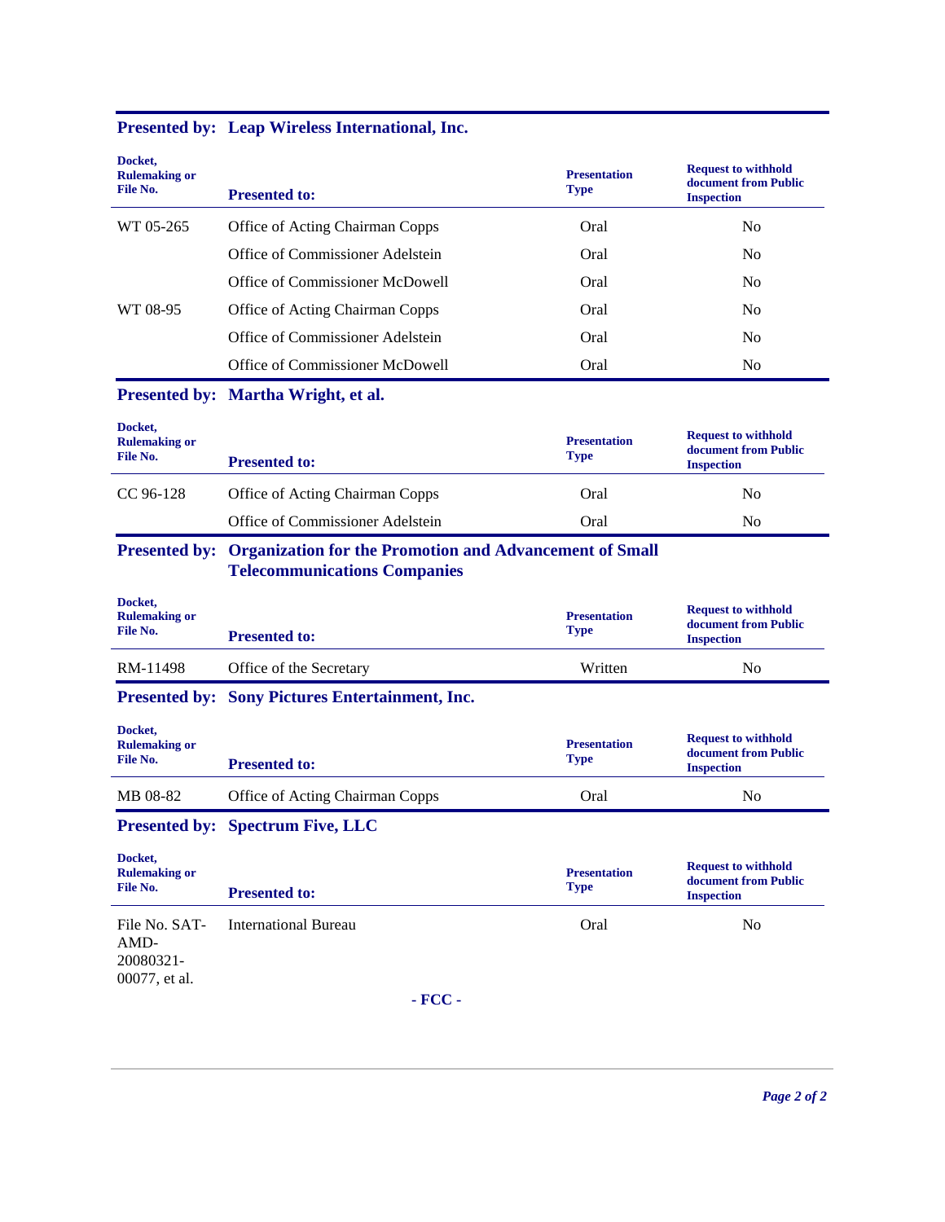**Presented by: Leap Wireless International, Inc.**

| Docket, Rulemaking or File No. | Presented to: | Presentation Type | Request to withhold document from Public Inspection |
|---|---|---|---|
| WT 05-265 | Office of Acting Chairman Copps | Oral | No |
| | Office of Commissioner Adelstein | Oral | No |
| | Office of Commissioner McDowell | Oral | No |
| WT 08-95 | Office of Acting Chairman Copps | Oral | No |
| | Office of Commissioner Adelstein | Oral | No |
| | Office of Commissioner McDowell | Oral | No |

**Presented by: Martha Wright, et al.**

| Docket, Rulemaking or File No. | Presented to: | Presentation Type | Request to withhold document from Public Inspection |
|---|---|---|---|
| CC 96-128 | Office of Acting Chairman Copps | Oral | No |
| | Office of Commissioner Adelstein | Oral | No |

**Presented by: Organization for the Promotion and Advancement of Small Telecommunications Companies**

| Docket, Rulemaking or File No. | Presented to: | Presentation Type | Request to withhold document from Public Inspection |
|---|---|---|---|
| RM-11498 | Office of the Secretary | Written | No |

**Presented by: Sony Pictures Entertainment, Inc.**

| Docket, Rulemaking or File No. | Presented to: | Presentation Type | Request to withhold document from Public Inspection |
|---|---|---|---|
| MB 08-82 | Office of Acting Chairman Copps | Oral | No |

**Presented by: Spectrum Five, LLC**

| Docket, Rulemaking or File No. | Presented to: | Presentation Type | Request to withhold document from Public Inspection |
|---|---|---|---|
| File No. SAT-AMD-20080321-00077, et al. | International Bureau | Oral | No |

**- FCC -**